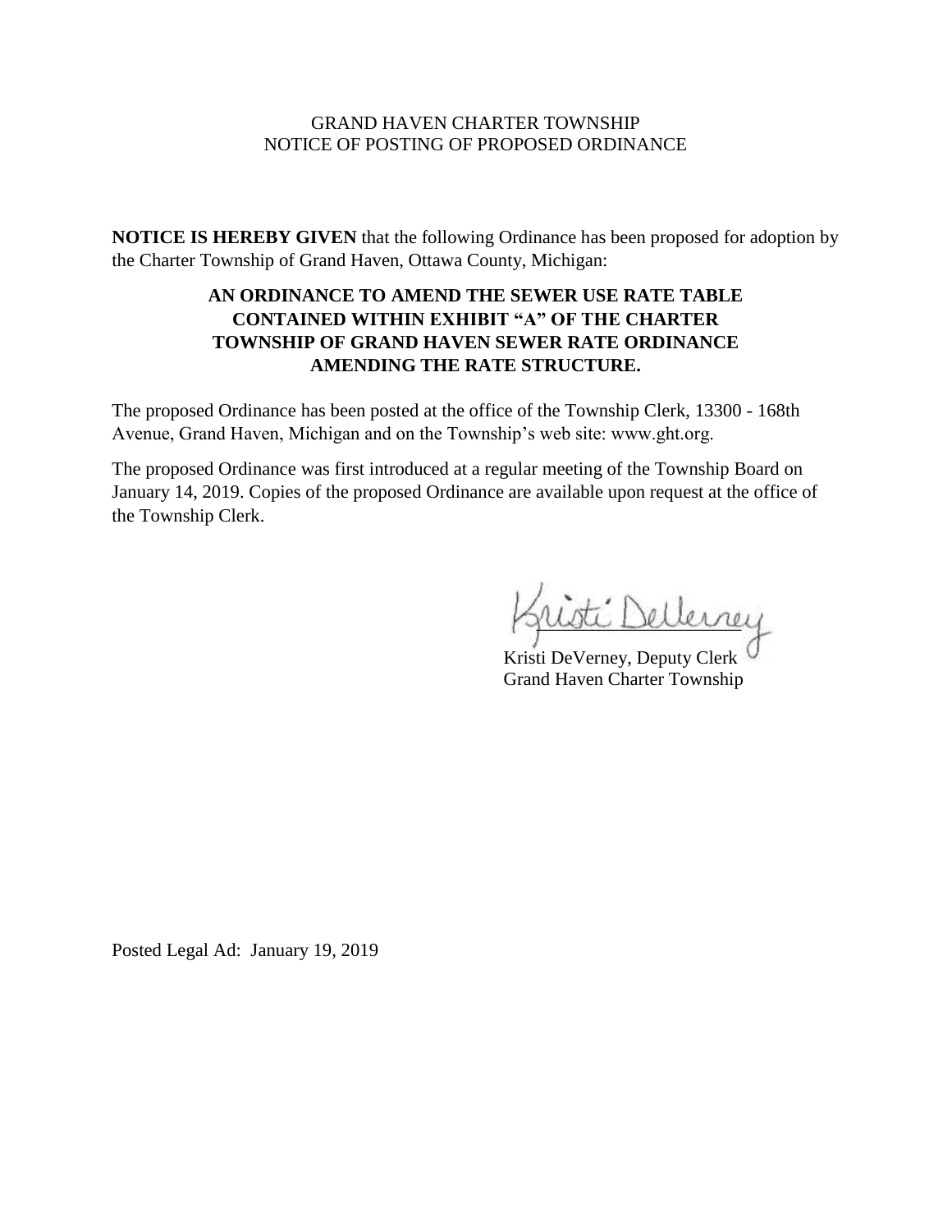GRAND HAVEN CHARTER TOWNSHIP
NOTICE OF POSTING OF PROPOSED ORDINANCE

**NOTICE IS HEREBY GIVEN** that the following Ordinance has been proposed for adoption by the Charter Township of Grand Haven, Ottawa County, Michigan:

**AN ORDINANCE TO AMEND THE SEWER USE RATE TABLE CONTAINED WITHIN EXHIBIT "A" OF THE CHARTER TOWNSHIP OF GRAND HAVEN SEWER RATE ORDINANCE AMENDING THE RATE STRUCTURE.**

The proposed Ordinance has been posted at the office of the Township Clerk, 13300 - 168th Avenue, Grand Haven, Michigan and on the Township's web site: www.ght.org.

The proposed Ordinance was first introduced at a regular meeting of the Township Board on January 14, 2019. Copies of the proposed Ordinance are available upon request at the office of the Township Clerk.

Kristi DeVerney, Deputy Clerk
Grand Haven Charter Township

Posted Legal Ad: January 19, 2019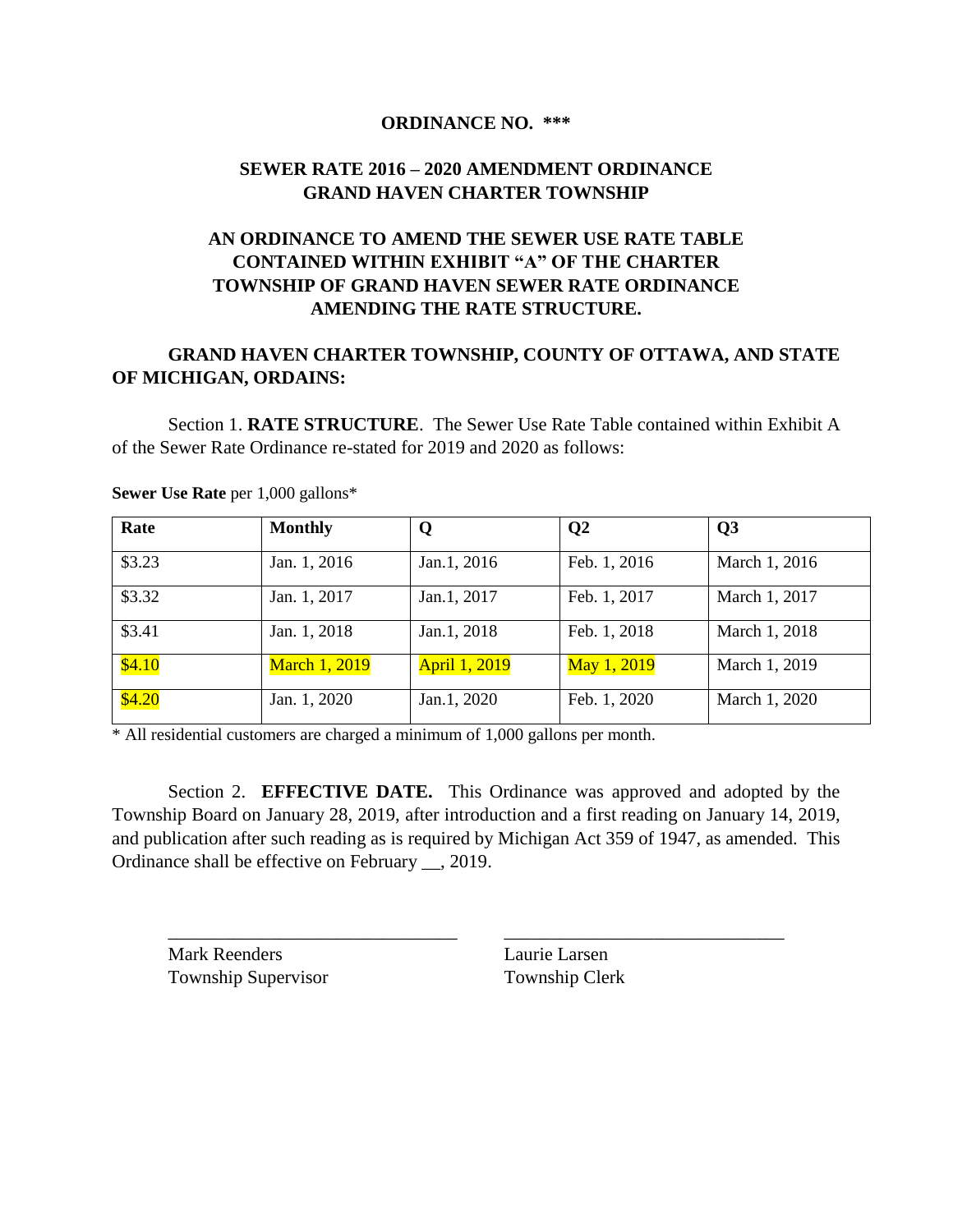**ORDINANCE NO. \*\*\***

**SEWER RATE 2016 – 2020 AMENDMENT ORDINANCE**
**GRAND HAVEN CHARTER TOWNSHIP**

**AN ORDINANCE TO AMEND THE SEWER USE RATE TABLE CONTAINED WITHIN EXHIBIT "A" OF THE CHARTER TOWNSHIP OF GRAND HAVEN SEWER RATE ORDINANCE AMENDING THE RATE STRUCTURE.**

**GRAND HAVEN CHARTER TOWNSHIP, COUNTY OF OTTAWA, AND STATE OF MICHIGAN, ORDAINS:**

Section 1. **RATE STRUCTURE**. The Sewer Use Rate Table contained within Exhibit A of the Sewer Rate Ordinance re-stated for 2019 and 2020 as follows:

**Sewer Use Rate** per 1,000 gallons*

| Rate | Monthly | Q | Q2 | Q3 |
|---|---|---|---|---|
| $3.23 | Jan. 1, 2016 | Jan.1, 2016 | Feb. 1, 2016 | March 1, 2016 |
| $3.32 | Jan. 1, 2017 | Jan.1, 2017 | Feb. 1, 2017 | March 1, 2017 |
| $3.41 | Jan. 1, 2018 | Jan.1, 2018 | Feb. 1, 2018 | March 1, 2018 |
| $4.10 | March 1, 2019 | April 1, 2019 | May 1, 2019 | March 1, 2019 |
| $4.20 | Jan. 1, 2020 | Jan.1, 2020 | Feb. 1, 2020 | March 1, 2020 |

* All residential customers are charged a minimum of 1,000 gallons per month.

Section 2. **EFFECTIVE DATE.** This Ordinance was approved and adopted by the Township Board on January 28, 2019, after introduction and a first reading on January 14, 2019, and publication after such reading as is required by Michigan Act 359 of 1947, as amended. This Ordinance shall be effective on February __, 2019.

_______________________________ _______________________________

Mark Reenders
Township Supervisor

Laurie Larsen
Township Clerk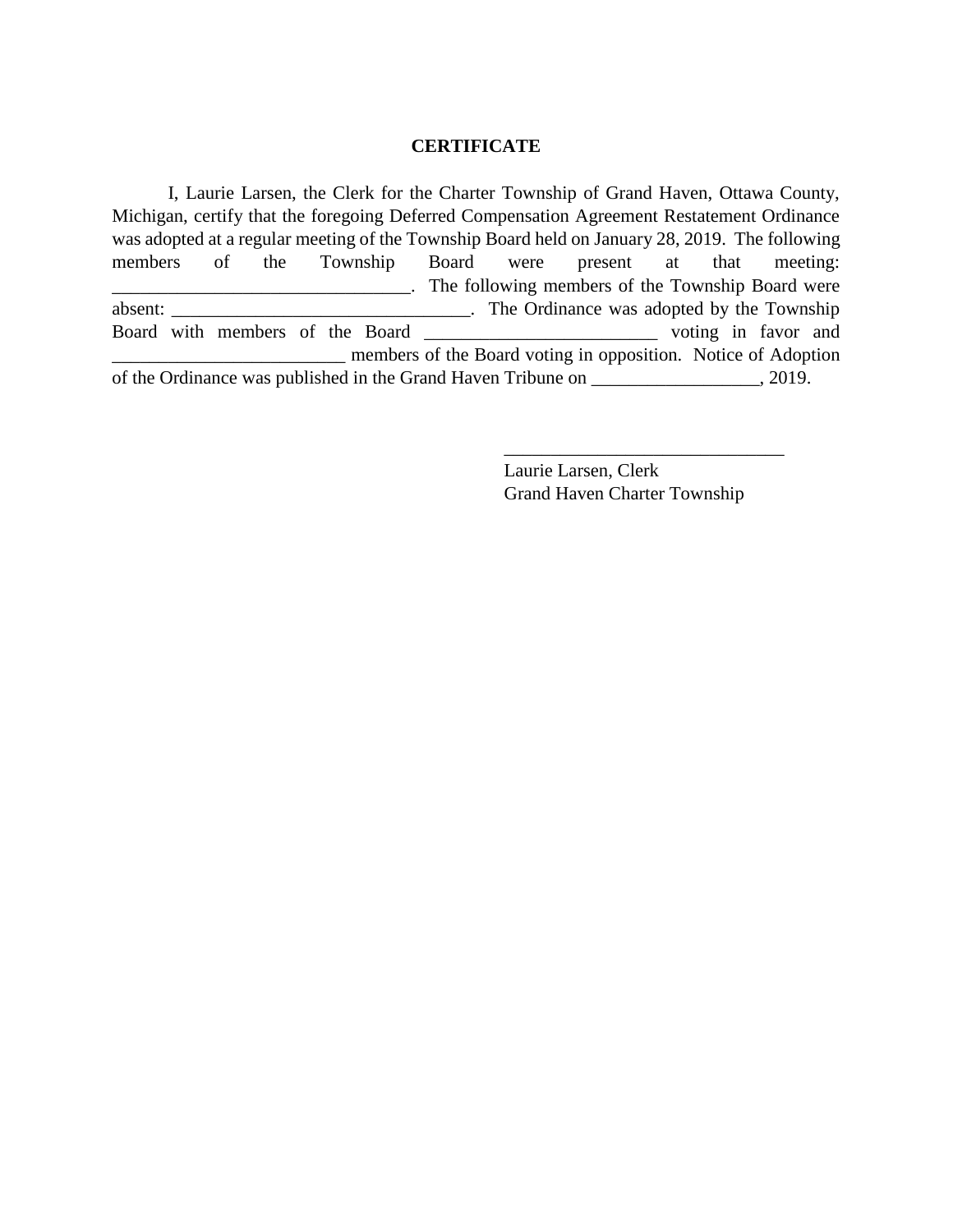**CERTIFICATE**

I, Laurie Larsen, the Clerk for the Charter Township of Grand Haven, Ottawa County, Michigan, certify that the foregoing Deferred Compensation Agreement Restatement Ordinance was adopted at a regular meeting of the Township Board held on January 28, 2019. The following members of the Township Board were present at that meeting: ________________________________. The following members of the Township Board were absent: ________________________________. The Ordinance was adopted by the Township Board with members of the Board _________________________ voting in favor and _________________________ members of the Board voting in opposition. Notice of Adoption of the Ordinance was published in the Grand Haven Tribune on __________________, 2019.

______________________________
Laurie Larsen, Clerk
Grand Haven Charter Township